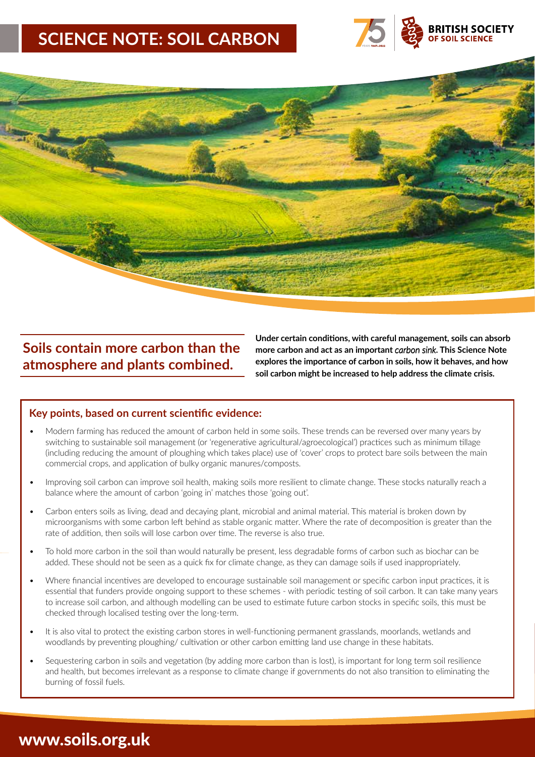# SCIENCE NOTE: SOIL CARBON

## Soils contain more carbon than the atmosphere and plants combined.

**Under certain conditions, with careful management, soils can absorb more carbon and act as an important *carbon sink*. This Science Note explores the importance of carbon in soils, how it behaves, and how soil carbon might be increased to help address the climate crisis.**

### Key points, based on current scientific evidence:

- Modern farming has reduced the amount of carbon held in some soils. These trends can be reversed over many years by switching to sustainable soil management (or 'regenerative agricultural/agroecological') practices such as minimum tillage (including reducing the amount of ploughing which takes place) use of 'cover' crops to protect bare soils between the main commercial crops, and application of bulky organic manures/composts.
- Improving soil carbon can improve soil health, making soils more resilient to climate change. These stocks naturally reach a balance where the amount of carbon 'going in' matches those 'going out'.
- Carbon enters soils as living, dead and decaying plant, microbial and animal material. This material is broken down by microorganisms with some carbon left behind as stable organic matter. Where the rate of decomposition is greater than the rate of addition, then soils will lose carbon over time. The reverse is also true.
- To hold more carbon in the soil than would naturally be present, less degradable forms of carbon such as biochar can be added. These should not be seen as a quick fix for climate change, as they can damage soils if used inappropriately.
- Where financial incentives are developed to encourage sustainable soil management or specific carbon input practices, it is essential that funders provide ongoing support to these schemes - with periodic testing of soil carbon. It can take many years to increase soil carbon, and although modelling can be used to estimate future carbon stocks in specific soils, this must be checked through localised testing over the long-term.
- It is also vital to protect the existing carbon stores in well-functioning permanent grasslands, moorlands, wetlands and woodlands by preventing ploughing/ cultivation or other carbon emitting land use change in these habitats.
- Sequestering carbon in soils and vegetation (by adding more carbon than is lost), is important for long term soil resilience and health, but becomes irrelevant as a response to climate change if governments do not also transition to eliminating the burning of fossil fuels.

www.soils.org.uk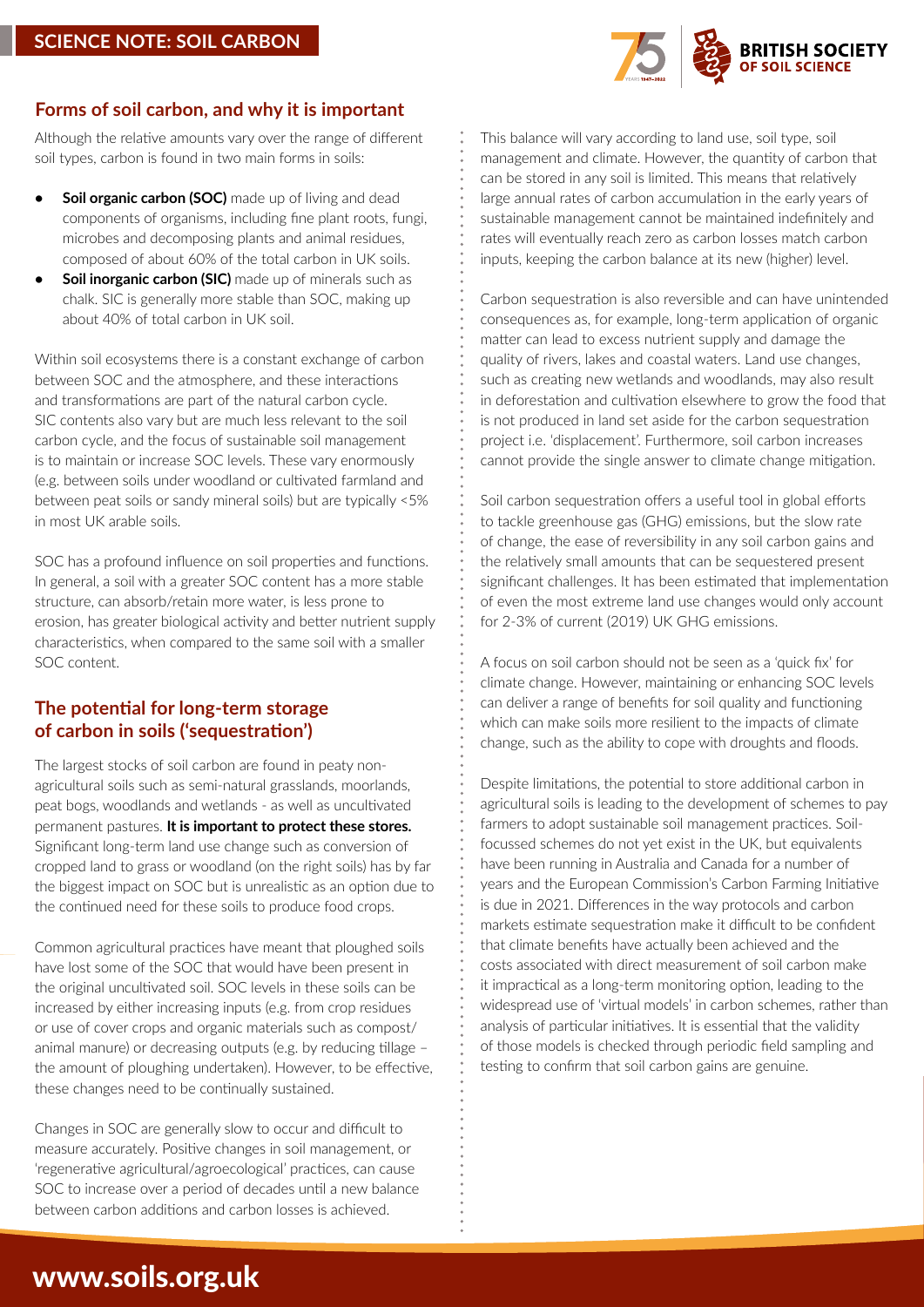## Forms of soil carbon, and why it is important

Although the relative amounts vary over the range of different soil types, carbon is found in two main forms in soils:

- **Soil organic carbon (SOC)** made up of living and dead components of organisms, including fine plant roots, fungi, microbes and decomposing plants and animal residues, composed of about 60% of the total carbon in UK soils.
- **Soil inorganic carbon (SIC)** made up of minerals such as chalk. SIC is generally more stable than SOC, making up about 40% of total carbon in UK soil.

Within soil ecosystems there is a constant exchange of carbon between SOC and the atmosphere, and these interactions and transformations are part of the natural carbon cycle. SIC contents also vary but are much less relevant to the soil carbon cycle, and the focus of sustainable soil management is to maintain or increase SOC levels. These vary enormously (e.g. between soils under woodland or cultivated farmland and between peat soils or sandy mineral soils) but are typically <5% in most UK arable soils.

SOC has a profound influence on soil properties and functions. In general, a soil with a greater SOC content has a more stable structure, can absorb/retain more water, is less prone to erosion, has greater biological activity and better nutrient supply characteristics, when compared to the same soil with a smaller SOC content.

## The potential for long-term storage of carbon in soils ('sequestration')

The largest stocks of soil carbon are found in peaty non-agricultural soils such as semi-natural grasslands, moorlands, peat bogs, woodlands and wetlands - as well as uncultivated permanent pastures. **It is important to protect these stores.** Significant long-term land use change such as conversion of cropped land to grass or woodland (on the right soils) has by far the biggest impact on SOC but is unrealistic as an option due to the continued need for these soils to produce food crops.

Common agricultural practices have meant that ploughed soils have lost some of the SOC that would have been present in the original uncultivated soil. SOC levels in these soils can be increased by either increasing inputs (e.g. from crop residues or use of cover crops and organic materials such as compost/animal manure) or decreasing outputs (e.g. by reducing tillage – the amount of ploughing undertaken). However, to be effective, these changes need to be continually sustained.

Changes in SOC are generally slow to occur and difficult to measure accurately. Positive changes in soil management, or 'regenerative agricultural/agroecological' practices, can cause SOC to increase over a period of decades until a new balance between carbon additions and carbon losses is achieved.

This balance will vary according to land use, soil type, soil management and climate. However, the quantity of carbon that can be stored in any soil is limited. This means that relatively large annual rates of carbon accumulation in the early years of sustainable management cannot be maintained indefinitely and rates will eventually reach zero as carbon losses match carbon inputs, keeping the carbon balance at its new (higher) level.

Carbon sequestration is also reversible and can have unintended consequences as, for example, long-term application of organic matter can lead to excess nutrient supply and damage the quality of rivers, lakes and coastal waters. Land use changes, such as creating new wetlands and woodlands, may also result in deforestation and cultivation elsewhere to grow the food that is not produced in land set aside for the carbon sequestration project i.e. 'displacement'. Furthermore, soil carbon increases cannot provide the single answer to climate change mitigation.

Soil carbon sequestration offers a useful tool in global efforts to tackle greenhouse gas (GHG) emissions, but the slow rate of change, the ease of reversibility in any soil carbon gains and the relatively small amounts that can be sequestered present significant challenges. It has been estimated that implementation of even the most extreme land use changes would only account for 2-3% of current (2019) UK GHG emissions.

A focus on soil carbon should not be seen as a 'quick fix' for climate change. However, maintaining or enhancing SOC levels can deliver a range of benefits for soil quality and functioning which can make soils more resilient to the impacts of climate change, such as the ability to cope with droughts and floods.

Despite limitations, the potential to store additional carbon in agricultural soils is leading to the development of schemes to pay farmers to adopt sustainable soil management practices. Soil-focussed schemes do not yet exist in the UK, but equivalents have been running in Australia and Canada for a number of years and the European Commission's Carbon Farming Initiative is due in 2021. Differences in the way protocols and carbon markets estimate sequestration make it difficult to be confident that climate benefits have actually been achieved and the costs associated with direct measurement of soil carbon make it impractical as a long-term monitoring option, leading to the widespread use of 'virtual models' in carbon schemes, rather than analysis of particular initiatives. It is essential that the validity of those models is checked through periodic field sampling and testing to confirm that soil carbon gains are genuine.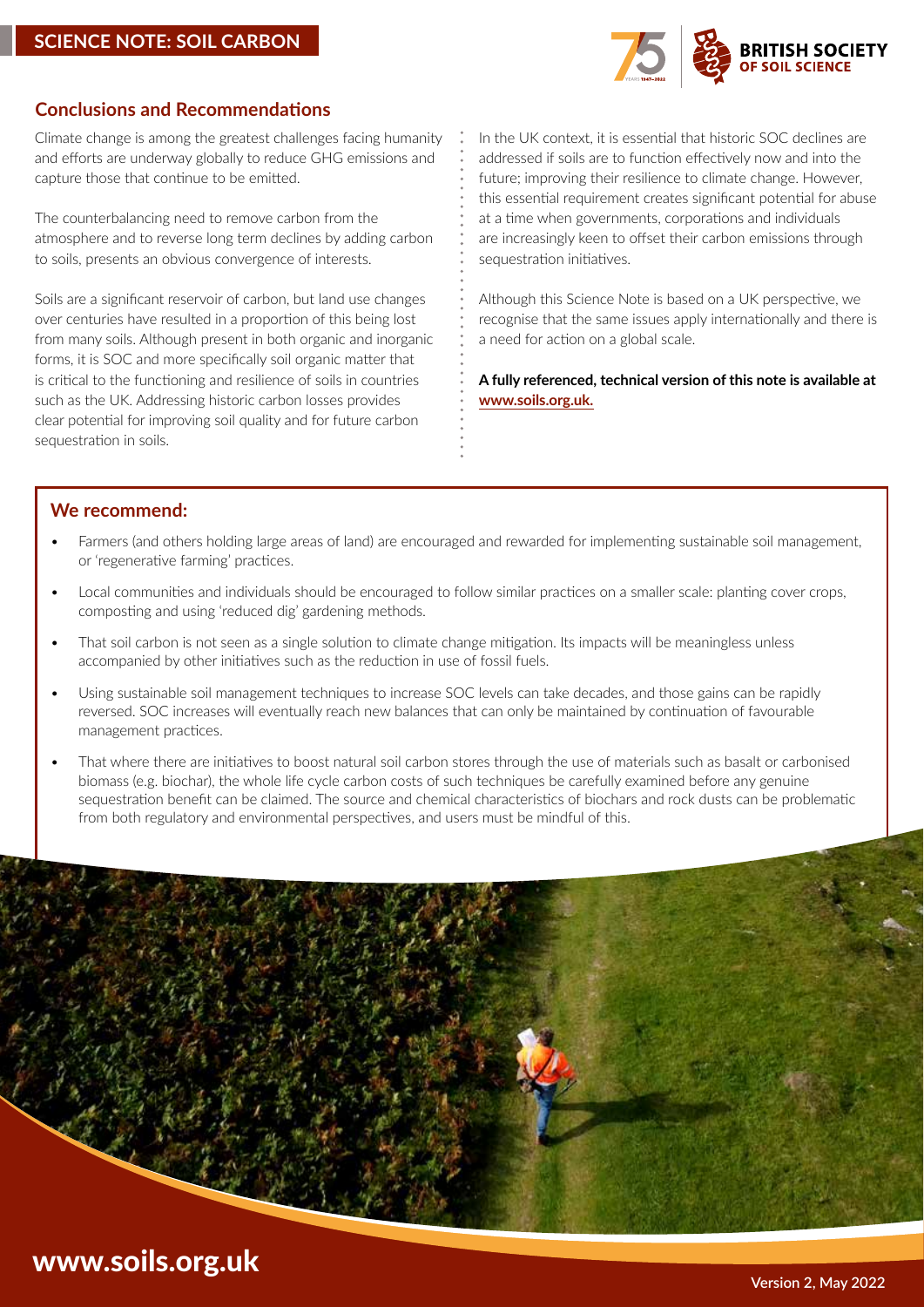## Conclusions and Recommendations

Climate change is among the greatest challenges facing humanity and efforts are underway globally to reduce GHG emissions and capture those that continue to be emitted.

The counterbalancing need to remove carbon from the atmosphere and to reverse long term declines by adding carbon to soils, presents an obvious convergence of interests.

Soils are a significant reservoir of carbon, but land use changes over centuries have resulted in a proportion of this being lost from many soils. Although present in both organic and inorganic forms, it is SOC and more specifically soil organic matter that is critical to the functioning and resilience of soils in countries such as the UK. Addressing historic carbon losses provides clear potential for improving soil quality and for future carbon sequestration in soils.

In the UK context, it is essential that historic SOC declines are addressed if soils are to function effectively now and into the future; improving their resilience to climate change. However, this essential requirement creates significant potential for abuse at a time when governments, corporations and individuals are increasingly keen to offset their carbon emissions through sequestration initiatives.

Although this Science Note is based on a UK perspective, we recognise that the same issues apply internationally and there is a need for action on a global scale.

**A fully referenced, technical version of this note is available at www.soils.org.uk.**

### We recommend:

- Farmers (and others holding large areas of land) are encouraged and rewarded for implementing sustainable soil management, or 'regenerative farming' practices.
- Local communities and individuals should be encouraged to follow similar practices on a smaller scale: planting cover crops, composting and using 'reduced dig' gardening methods.
- That soil carbon is not seen as a single solution to climate change mitigation. Its impacts will be meaningless unless accompanied by other initiatives such as the reduction in use of fossil fuels.
- Using sustainable soil management techniques to increase SOC levels can take decades, and those gains can be rapidly reversed. SOC increases will eventually reach new balances that can only be maintained by continuation of favourable management practices.
- That where there are initiatives to boost natural soil carbon stores through the use of materials such as basalt or carbonised biomass (e.g. biochar), the whole life cycle carbon costs of such techniques be carefully examined before any genuine sequestration benefit can be claimed. The source and chemical characteristics of biochars and rock dusts can be problematic from both regulatory and environmental perspectives, and users must be mindful of this.

www.soils.org.uk

Version 2, May 2022